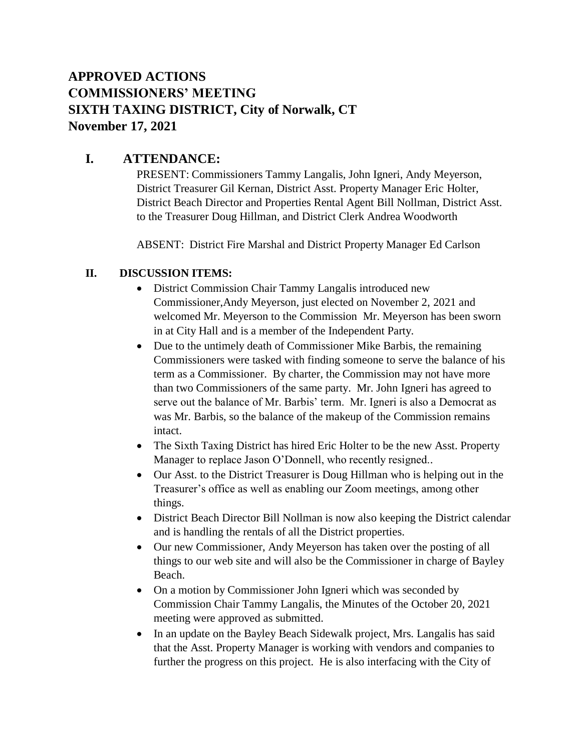# APPROVED ACTIONS
# COMMISSIONERS' MEETING
# SIXTH TAXING DISTRICT, City of Norwalk, CT
# November 17, 2021

## I. ATTENDANCE:

PRESENT: Commissioners Tammy Langalis, John Igneri, Andy Meyerson, District Treasurer Gil Kernan, District Asst. Property Manager Eric Holter, District Beach Director and Properties Rental Agent Bill Nollman, District Asst. to the Treasurer Doug Hillman, and District Clerk Andrea Woodworth

ABSENT: District Fire Marshal and District Property Manager Ed Carlson

## II. DISCUSSION ITEMS:

- District Commission Chair Tammy Langalis introduced new Commissioner,Andy Meyerson, just elected on November 2, 2021 and welcomed Mr. Meyerson to the Commission Mr. Meyerson has been sworn in at City Hall and is a member of the Independent Party.
- Due to the untimely death of Commissioner Mike Barbis, the remaining Commissioners were tasked with finding someone to serve the balance of his term as a Commissioner. By charter, the Commission may not have more than two Commissioners of the same party. Mr. John Igneri has agreed to serve out the balance of Mr. Barbis' term. Mr. Igneri is also a Democrat as was Mr. Barbis, so the balance of the makeup of the Commission remains intact.
- The Sixth Taxing District has hired Eric Holter to be the new Asst. Property Manager to replace Jason O'Donnell, who recently resigned..
- Our Asst. to the District Treasurer is Doug Hillman who is helping out in the Treasurer's office as well as enabling our Zoom meetings, among other things.
- District Beach Director Bill Nollman is now also keeping the District calendar and is handling the rentals of all the District properties.
- Our new Commissioner, Andy Meyerson has taken over the posting of all things to our web site and will also be the Commissioner in charge of Bayley Beach.
- On a motion by Commissioner John Igneri which was seconded by Commission Chair Tammy Langalis, the Minutes of the October 20, 2021 meeting were approved as submitted.
- In an update on the Bayley Beach Sidewalk project, Mrs. Langalis has said that the Asst. Property Manager is working with vendors and companies to further the progress on this project. He is also interfacing with the City of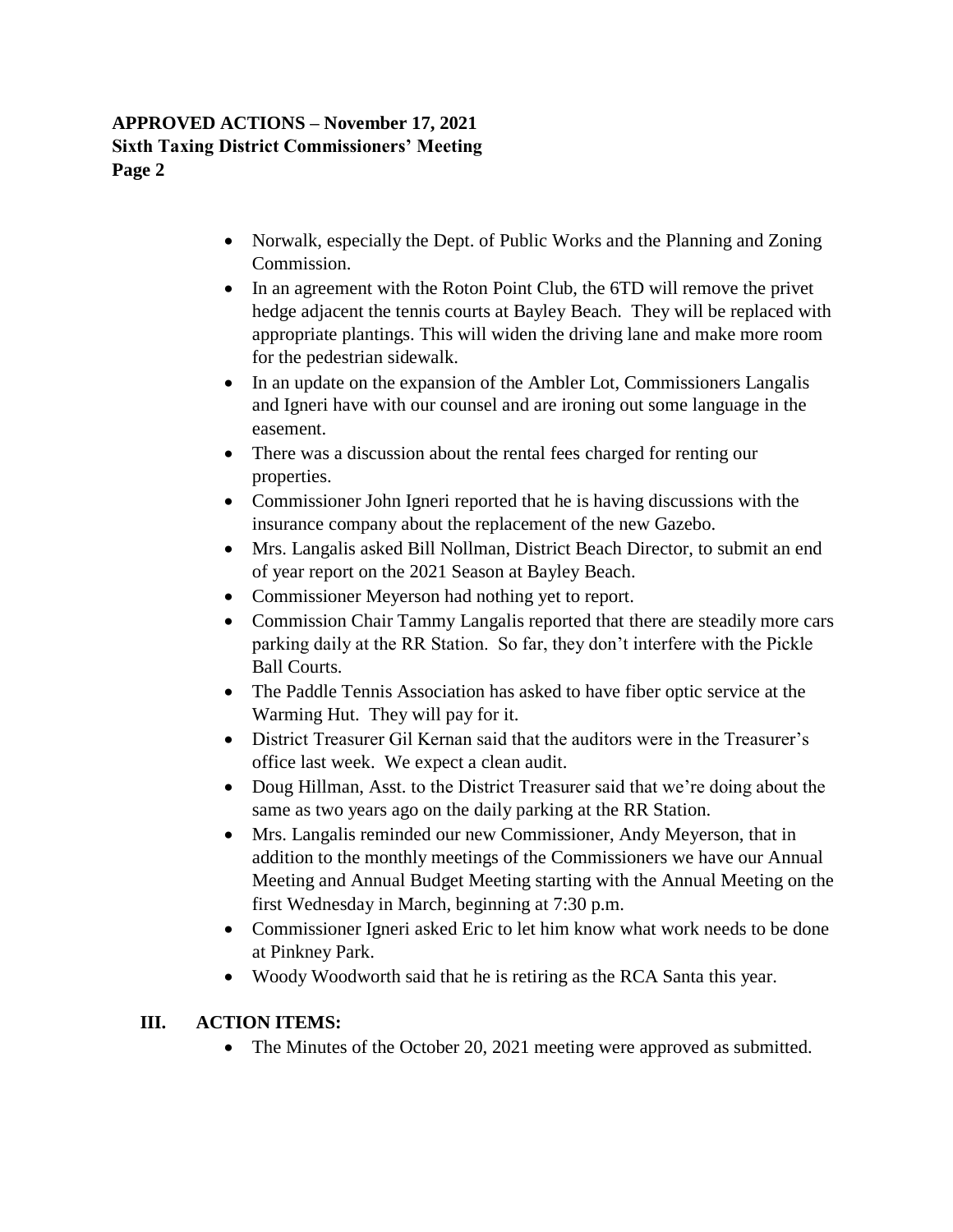- Norwalk, especially the Dept. of Public Works and the Planning and Zoning Commission.
- In an agreement with the Roton Point Club, the 6TD will remove the privet hedge adjacent the tennis courts at Bayley Beach. They will be replaced with appropriate plantings. This will widen the driving lane and make more room for the pedestrian sidewalk.
- In an update on the expansion of the Ambler Lot, Commissioners Langalis and Igneri have with our counsel and are ironing out some language in the easement.
- There was a discussion about the rental fees charged for renting our properties.
- Commissioner John Igneri reported that he is having discussions with the insurance company about the replacement of the new Gazebo.
- Mrs. Langalis asked Bill Nollman, District Beach Director, to submit an end of year report on the 2021 Season at Bayley Beach.
- Commissioner Meyerson had nothing yet to report.
- Commission Chair Tammy Langalis reported that there are steadily more cars parking daily at the RR Station. So far, they don't interfere with the Pickle Ball Courts.
- The Paddle Tennis Association has asked to have fiber optic service at the Warming Hut. They will pay for it.
- District Treasurer Gil Kernan said that the auditors were in the Treasurer's office last week. We expect a clean audit.
- Doug Hillman, Asst. to the District Treasurer said that we're doing about the same as two years ago on the daily parking at the RR Station.
- Mrs. Langalis reminded our new Commissioner, Andy Meyerson, that in addition to the monthly meetings of the Commissioners we have our Annual Meeting and Annual Budget Meeting starting with the Annual Meeting on the first Wednesday in March, beginning at 7:30 p.m.
- Commissioner Igneri asked Eric to let him know what work needs to be done at Pinkney Park.
- Woody Woodworth said that he is retiring as the RCA Santa this year.

## III. ACTION ITEMS:

- The Minutes of the October 20, 2021 meeting were approved as submitted.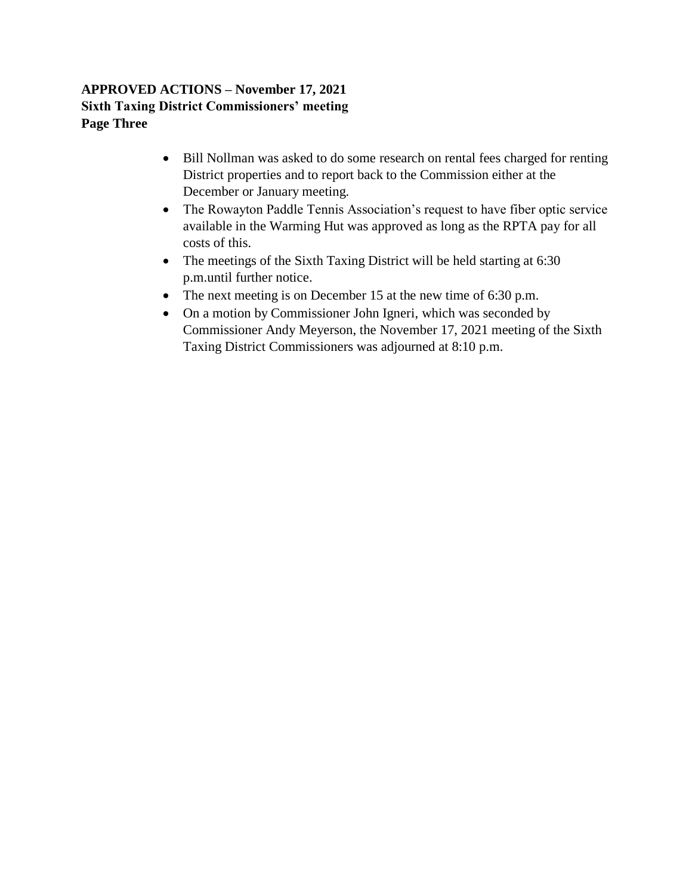**APPROVED ACTIONS – November 17, 2021**
**Sixth Taxing District Commissioners' meeting**
**Page Three**

- Bill Nollman was asked to do some research on rental fees charged for renting District properties and to report back to the Commission either at the December or January meeting.
- The Rowayton Paddle Tennis Association's request to have fiber optic service available in the Warming Hut was approved as long as the RPTA pay for all costs of this.
- The meetings of the Sixth Taxing District will be held starting at 6:30 p.m.until further notice.
- The next meeting is on December 15 at the new time of 6:30 p.m.
- On a motion by Commissioner John Igneri, which was seconded by Commissioner Andy Meyerson, the November 17, 2021 meeting of the Sixth Taxing District Commissioners was adjourned at 8:10 p.m.